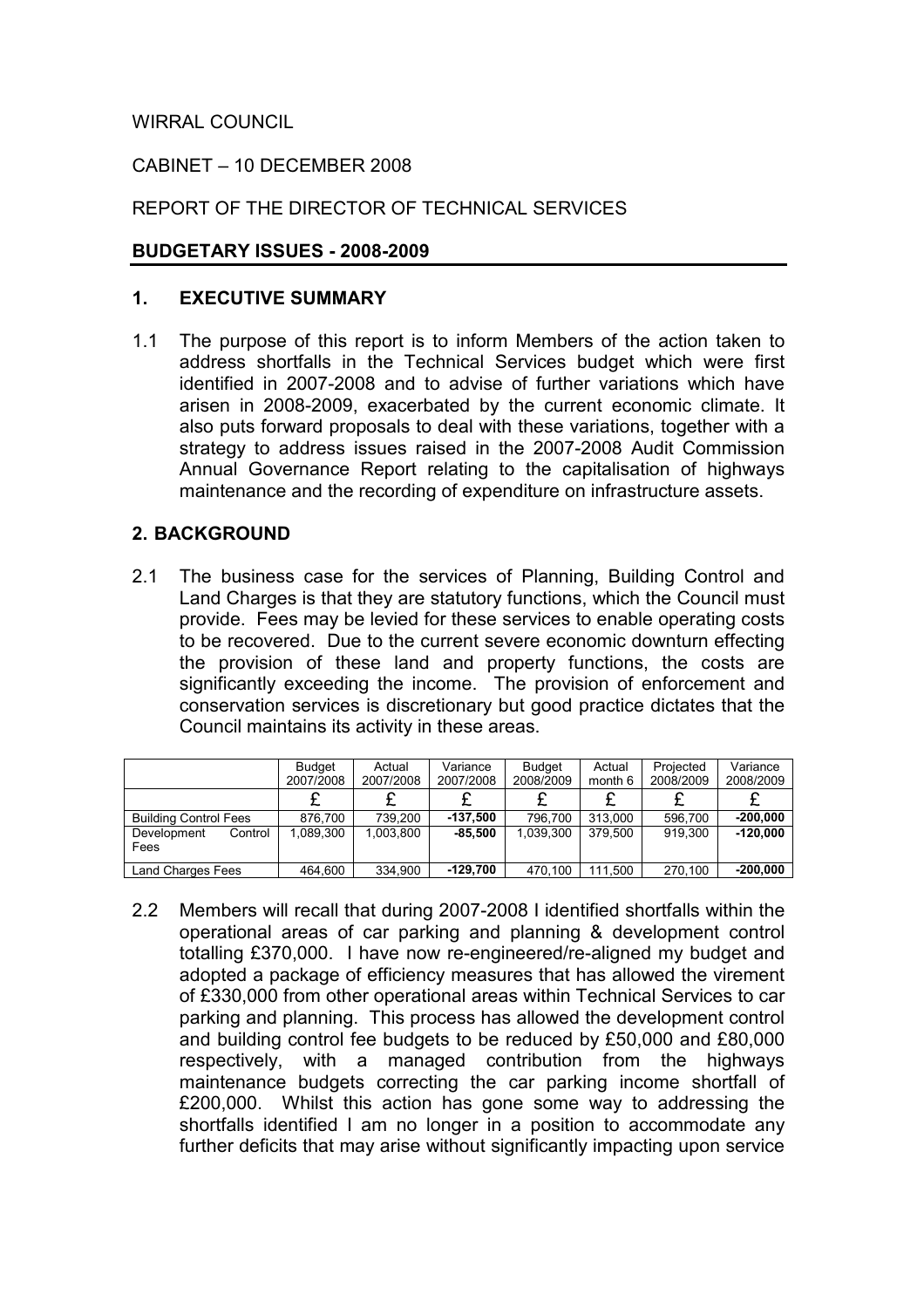WIRRAL COUNCIL

CABINET – 10 DECEMBER 2008

REPORT OF THE DIRECTOR OF TECHNICAL SERVICES

**BUDGETARY ISSUES - 2008-2009**

## 1. EXECUTIVE SUMMARY

1.1 The purpose of this report is to inform Members of the action taken to address shortfalls in the Technical Services budget which were first identified in 2007-2008 and to advise of further variations which have arisen in 2008-2009, exacerbated by the current economic climate. It also puts forward proposals to deal with these variations, together with a strategy to address issues raised in the 2007-2008 Audit Commission Annual Governance Report relating to the capitalisation of highways maintenance and the recording of expenditure on infrastructure assets.

## 2. BACKGROUND

2.1 The business case for the services of Planning, Building Control and Land Charges is that they are statutory functions, which the Council must provide. Fees may be levied for these services to enable operating costs to be recovered. Due to the current severe economic downturn effecting the provision of these land and property functions, the costs are significantly exceeding the income. The provision of enforcement and conservation services is discretionary but good practice dictates that the Council maintains its activity in these areas.

| | Budget 2007/2008 | Actual 2007/2008 | Variance 2007/2008 | Budget 2008/2009 | Actual month 6 | Projected 2008/2009 | Variance 2008/2009 |
|---|---|---|---|---|---|---|---|
| | £ | £ | £ | £ | £ | £ | £ |
| Building Control Fees | 876,700 | 739,200 | **-137,500** | 796,700 | 313,000 | 596,700 | **-200,000** |
| Development Control Fees | 1,089,300 | 1,003,800 | **-85,500** | 1,039,300 | 379,500 | 919,300 | **-120,000** |
| Land Charges Fees | 464,600 | 334,900 | **-129,700** | 470,100 | 111,500 | 270,100 | **-200,000** |

2.2 Members will recall that during 2007-2008 I identified shortfalls within the operational areas of car parking and planning & development control totalling £370,000. I have now re-engineered/re-aligned my budget and adopted a package of efficiency measures that has allowed the virement of £330,000 from other operational areas within Technical Services to car parking and planning. This process has allowed the development control and building control fee budgets to be reduced by £50,000 and £80,000 respectively, with a managed contribution from the highways maintenance budgets correcting the car parking income shortfall of £200,000. Whilst this action has gone some way to addressing the shortfalls identified I am no longer in a position to accommodate any further deficits that may arise without significantly impacting upon service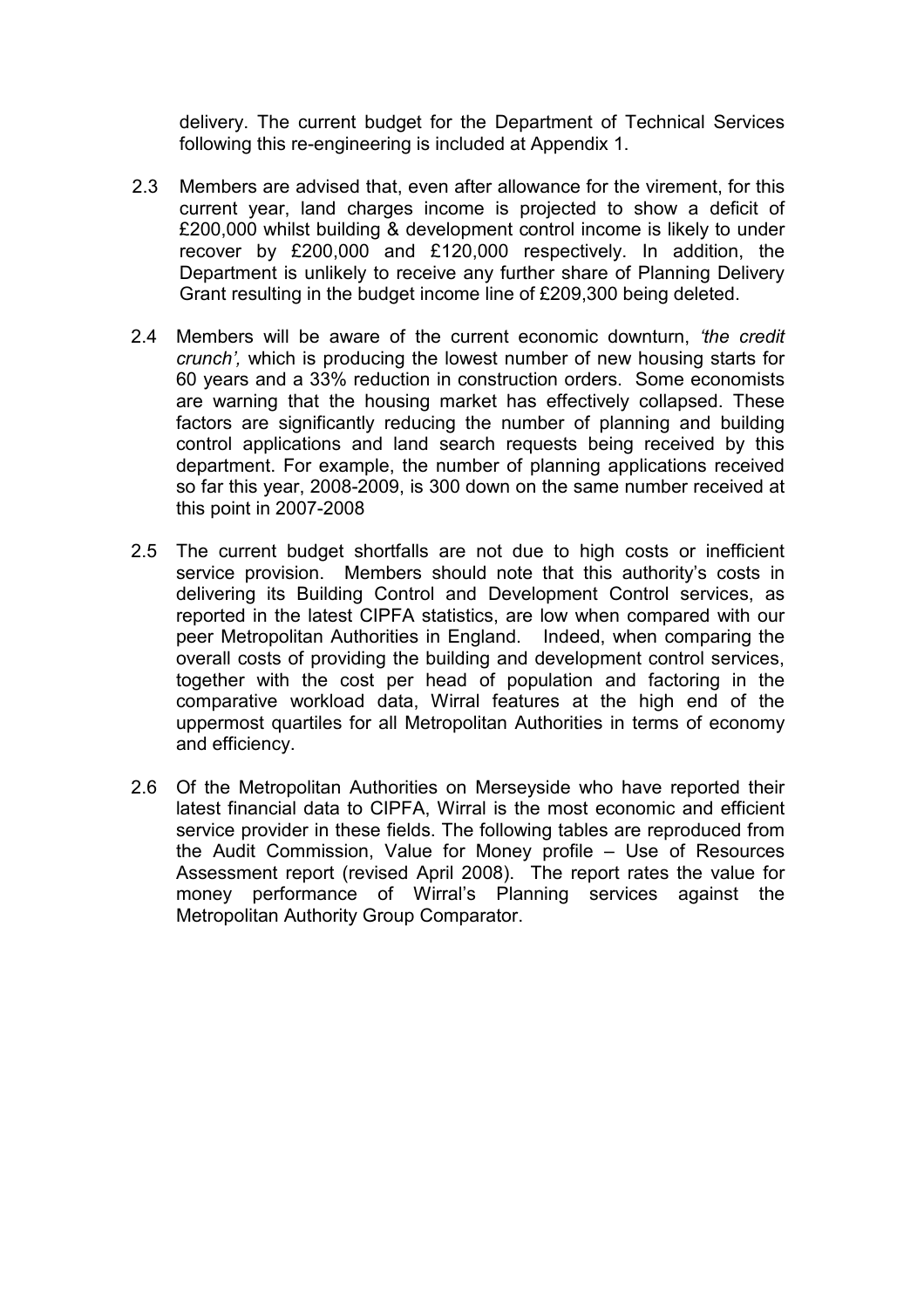delivery. The current budget for the Department of Technical Services following this re-engineering is included at Appendix 1.

2.3 Members are advised that, even after allowance for the virement, for this current year, land charges income is projected to show a deficit of £200,000 whilst building & development control income is likely to under recover by £200,000 and £120,000 respectively. In addition, the Department is unlikely to receive any further share of Planning Delivery Grant resulting in the budget income line of £209,300 being deleted.

2.4 Members will be aware of the current economic downturn, *'the credit crunch',* which is producing the lowest number of new housing starts for 60 years and a 33% reduction in construction orders. Some economists are warning that the housing market has effectively collapsed. These factors are significantly reducing the number of planning and building control applications and land search requests being received by this department. For example, the number of planning applications received so far this year, 2008-2009, is 300 down on the same number received at this point in 2007-2008

2.5 The current budget shortfalls are not due to high costs or inefficient service provision. Members should note that this authority's costs in delivering its Building Control and Development Control services, as reported in the latest CIPFA statistics, are low when compared with our peer Metropolitan Authorities in England. Indeed, when comparing the overall costs of providing the building and development control services, together with the cost per head of population and factoring in the comparative workload data, Wirral features at the high end of the uppermost quartiles for all Metropolitan Authorities in terms of economy and efficiency.

2.6 Of the Metropolitan Authorities on Merseyside who have reported their latest financial data to CIPFA, Wirral is the most economic and efficient service provider in these fields. The following tables are reproduced from the Audit Commission, Value for Money profile – Use of Resources Assessment report (revised April 2008). The report rates the value for money performance of Wirral's Planning services against the Metropolitan Authority Group Comparator.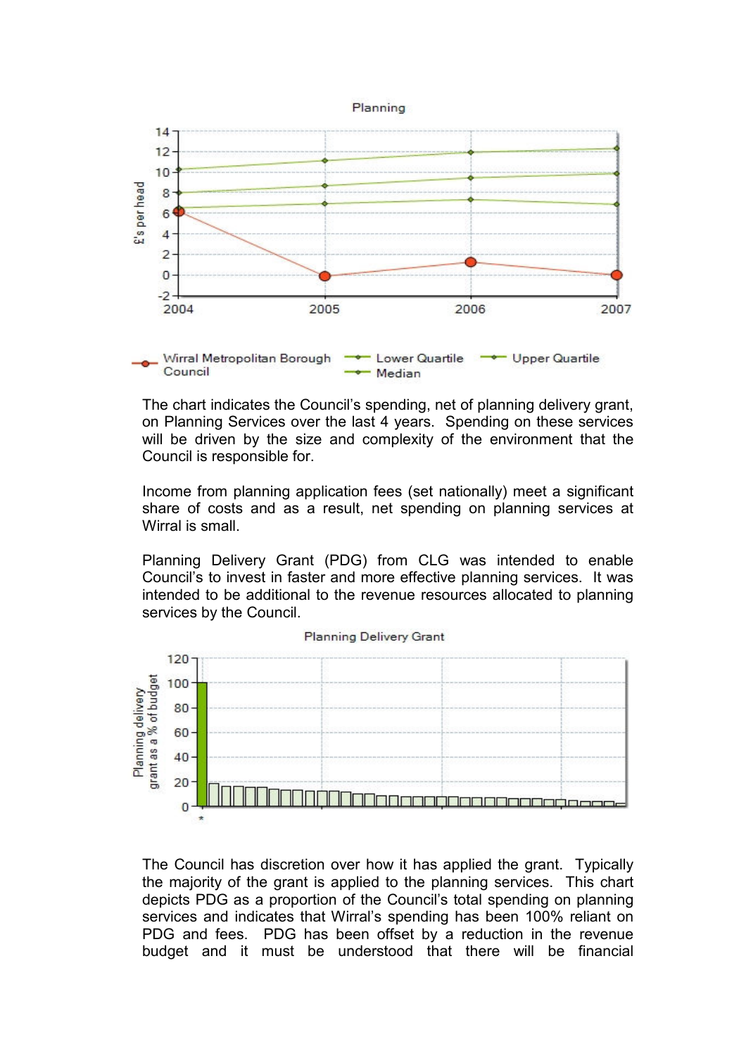The chart indicates the Council's spending, net of planning delivery grant, on Planning Services over the last 4 years. Spending on these services will be driven by the size and complexity of the environment that the Council is responsible for.

Income from planning application fees (set nationally) meet a significant share of costs and as a result, net spending on planning services at Wirral is small.

Planning Delivery Grant (PDG) from CLG was intended to enable Council's to invest in faster and more effective planning services. It was intended to be additional to the revenue resources allocated to planning services by the Council.

The Council has discretion over how it has applied the grant. Typically the majority of the grant is applied to the planning services. This chart depicts PDG as a proportion of the Council's total spending on planning services and indicates that Wirral's spending has been 100% reliant on PDG and fees. PDG has been offset by a reduction in the revenue budget and it must be understood that there will be financial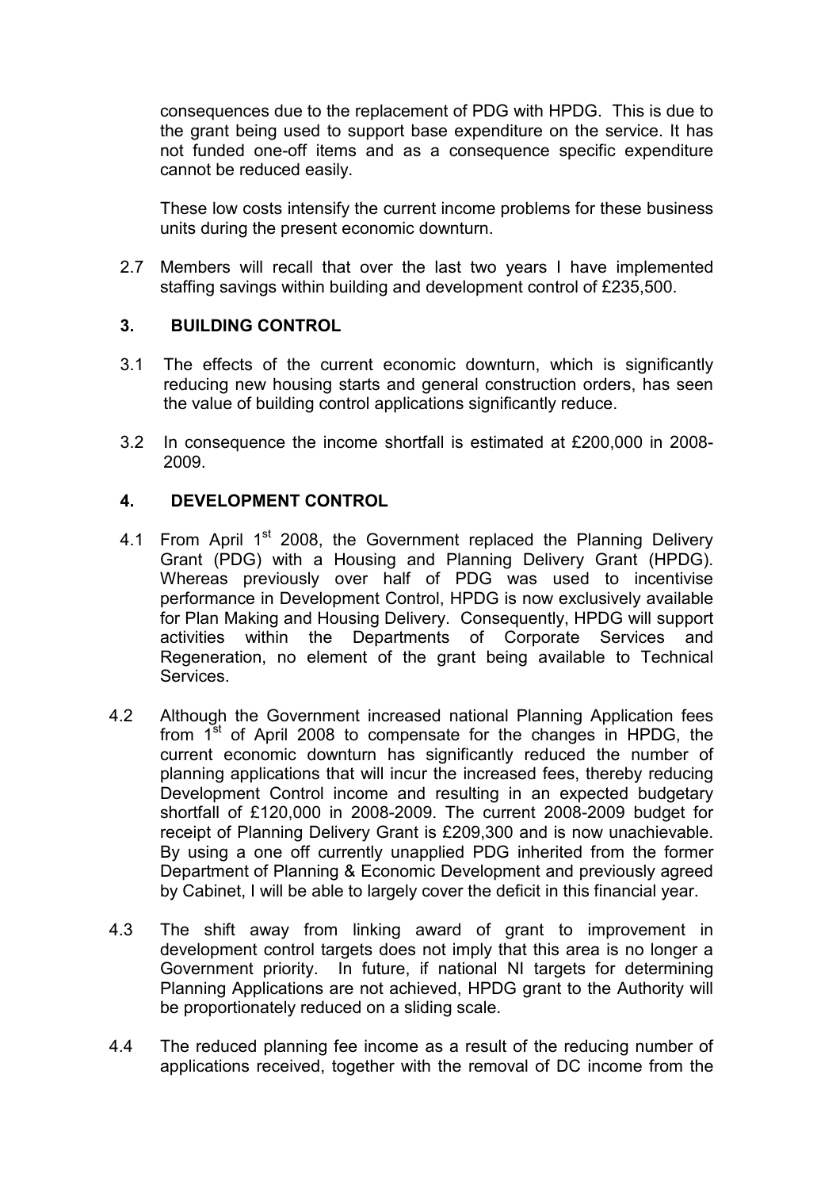consequences due to the replacement of PDG with HPDG. This is due to the grant being used to support base expenditure on the service. It has not funded one-off items and as a consequence specific expenditure cannot be reduced easily.

These low costs intensify the current income problems for these business units during the present economic downturn.

2.7 Members will recall that over the last two years I have implemented staffing savings within building and development control of £235,500.

## 3. BUILDING CONTROL

3.1 The effects of the current economic downturn, which is significantly reducing new housing starts and general construction orders, has seen the value of building control applications significantly reduce.

3.2 In consequence the income shortfall is estimated at £200,000 in 2008-2009.

## 4. DEVELOPMENT CONTROL

4.1 From April 1st 2008, the Government replaced the Planning Delivery Grant (PDG) with a Housing and Planning Delivery Grant (HPDG). Whereas previously over half of PDG was used to incentivise performance in Development Control, HPDG is now exclusively available for Plan Making and Housing Delivery. Consequently, HPDG will support activities within the Departments of Corporate Services and Regeneration, no element of the grant being available to Technical Services.

4.2 Although the Government increased national Planning Application fees from 1st of April 2008 to compensate for the changes in HPDG, the current economic downturn has significantly reduced the number of planning applications that will incur the increased fees, thereby reducing Development Control income and resulting in an expected budgetary shortfall of £120,000 in 2008-2009. The current 2008-2009 budget for receipt of Planning Delivery Grant is £209,300 and is now unachievable. By using a one off currently unapplied PDG inherited from the former Department of Planning & Economic Development and previously agreed by Cabinet, I will be able to largely cover the deficit in this financial year.

4.3 The shift away from linking award of grant to improvement in development control targets does not imply that this area is no longer a Government priority. In future, if national NI targets for determining Planning Applications are not achieved, HPDG grant to the Authority will be proportionately reduced on a sliding scale.

4.4 The reduced planning fee income as a result of the reducing number of applications received, together with the removal of DC income from the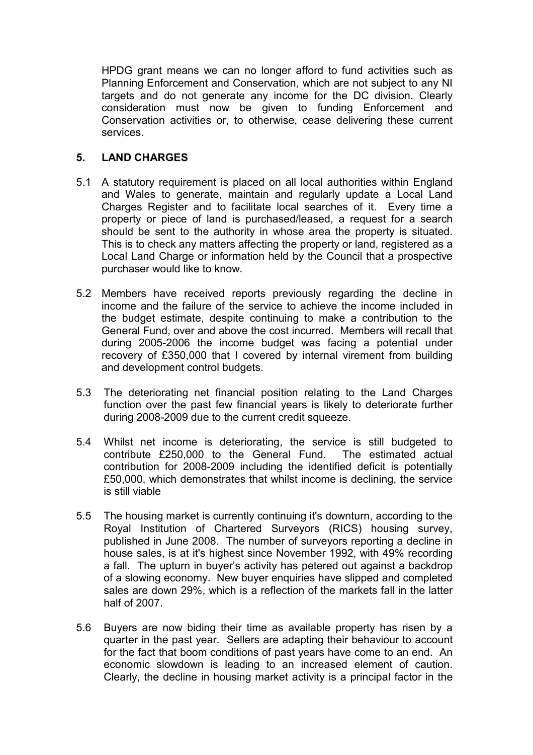HPDG grant means we can no longer afford to fund activities such as Planning Enforcement and Conservation, which are not subject to any NI targets and do not generate any income for the DC division. Clearly consideration must now be given to funding Enforcement and Conservation activities or, to otherwise, cease delivering these current services.

## 5. LAND CHARGES

5.1 A statutory requirement is placed on all local authorities within England and Wales to generate, maintain and regularly update a Local Land Charges Register and to facilitate local searches of it. Every time a property or piece of land is purchased/leased, a request for a search should be sent to the authority in whose area the property is situated. This is to check any matters affecting the property or land, registered as a Local Land Charge or information held by the Council that a prospective purchaser would like to know.

5.2 Members have received reports previously regarding the decline in income and the failure of the service to achieve the income included in the budget estimate, despite continuing to make a contribution to the General Fund, over and above the cost incurred. Members will recall that during 2005-2006 the income budget was facing a potential under recovery of £350,000 that I covered by internal virement from building and development control budgets.

5.3 The deteriorating net financial position relating to the Land Charges function over the past few financial years is likely to deteriorate further during 2008-2009 due to the current credit squeeze.

5.4 Whilst net income is deteriorating, the service is still budgeted to contribute £250,000 to the General Fund. The estimated actual contribution for 2008-2009 including the identified deficit is potentially £50,000, which demonstrates that whilst income is declining, the service is still viable

5.5 The housing market is currently continuing it's downturn, according to the Royal Institution of Chartered Surveyors (RICS) housing survey, published in June 2008. The number of surveyors reporting a decline in house sales, is at it's highest since November 1992, with 49% recording a fall. The upturn in buyer's activity has petered out against a backdrop of a slowing economy. New buyer enquiries have slipped and completed sales are down 29%, which is a reflection of the markets fall in the latter half of 2007.

5.6 Buyers are now biding their time as available property has risen by a quarter in the past year. Sellers are adapting their behaviour to account for the fact that boom conditions of past years have come to an end. An economic slowdown is leading to an increased element of caution. Clearly, the decline in housing market activity is a principal factor in the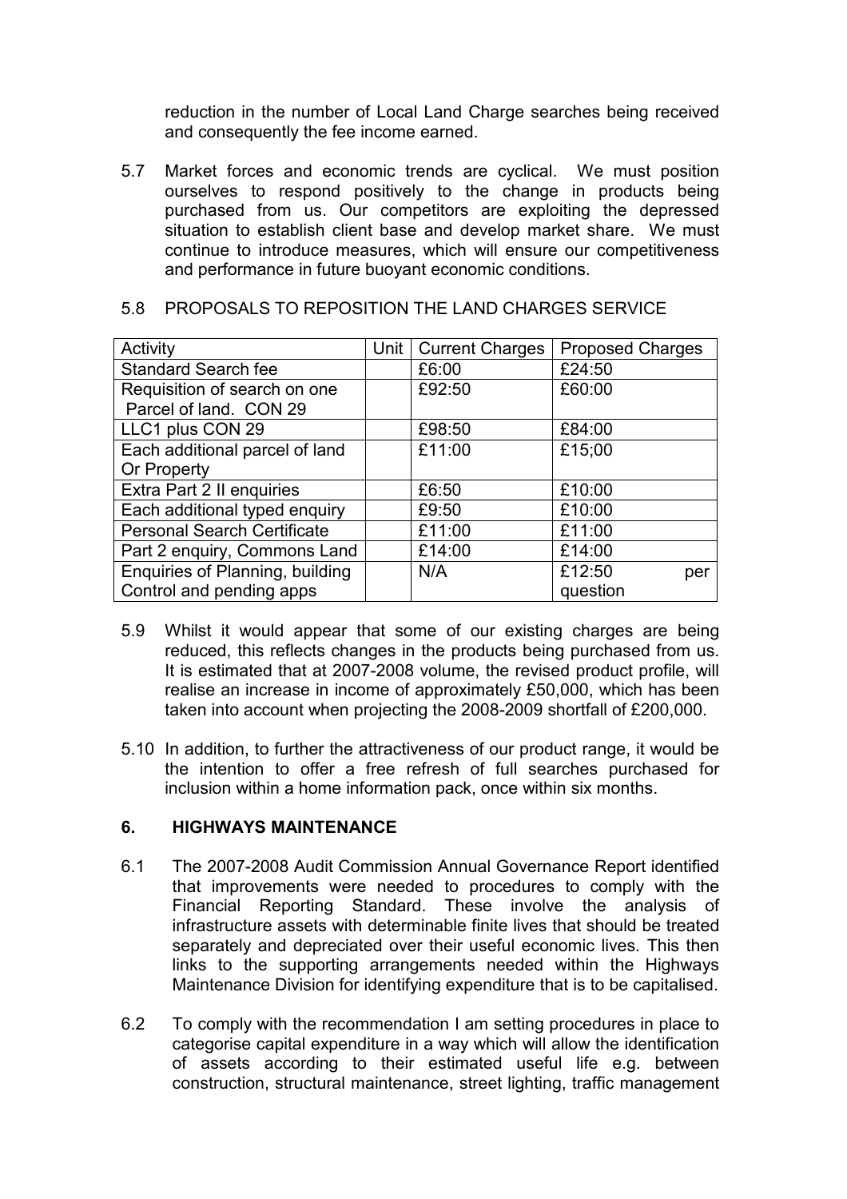reduction in the number of Local Land Charge searches being received and consequently the fee income earned.

5.7 Market forces and economic trends are cyclical. We must position ourselves to respond positively to the change in products being purchased from us. Our competitors are exploiting the depressed situation to establish client base and develop market share. We must continue to introduce measures, which will ensure our competitiveness and performance in future buoyant economic conditions.

5.8 PROPOSALS TO REPOSITION THE LAND CHARGES SERVICE

| Activity | Unit | Current Charges | Proposed Charges |
|---|---|---|---|
| Standard Search fee | | £6:00 | £24:50 |
| Requisition of search on one Parcel of land. CON 29 | | £92:50 | £60:00 |
| LLC1 plus CON 29 | | £98:50 | £84:00 |
| Each additional parcel of land Or Property | | £11:00 | £15;00 |
| Extra Part 2 II enquiries | | £6:50 | £10:00 |
| Each additional typed enquiry | | £9:50 | £10:00 |
| Personal Search Certificate | | £11:00 | £11:00 |
| Part 2 enquiry, Commons Land | | £14:00 | £14:00 |
| Enquiries of Planning, building Control and pending apps | | N/A | £12:50 per question |

5.9 Whilst it would appear that some of our existing charges are being reduced, this reflects changes in the products being purchased from us. It is estimated that at 2007-2008 volume, the revised product profile, will realise an increase in income of approximately £50,000, which has been taken into account when projecting the 2008-2009 shortfall of £200,000.

5.10 In addition, to further the attractiveness of our product range, it would be the intention to offer a free refresh of full searches purchased for inclusion within a home information pack, once within six months.

## 6. HIGHWAYS MAINTENANCE

6.1 The 2007-2008 Audit Commission Annual Governance Report identified that improvements were needed to procedures to comply with the Financial Reporting Standard. These involve the analysis of infrastructure assets with determinable finite lives that should be treated separately and depreciated over their useful economic lives. This then links to the supporting arrangements needed within the Highways Maintenance Division for identifying expenditure that is to be capitalised.

6.2 To comply with the recommendation I am setting procedures in place to categorise capital expenditure in a way which will allow the identification of assets according to their estimated useful life e.g. between construction, structural maintenance, street lighting, traffic management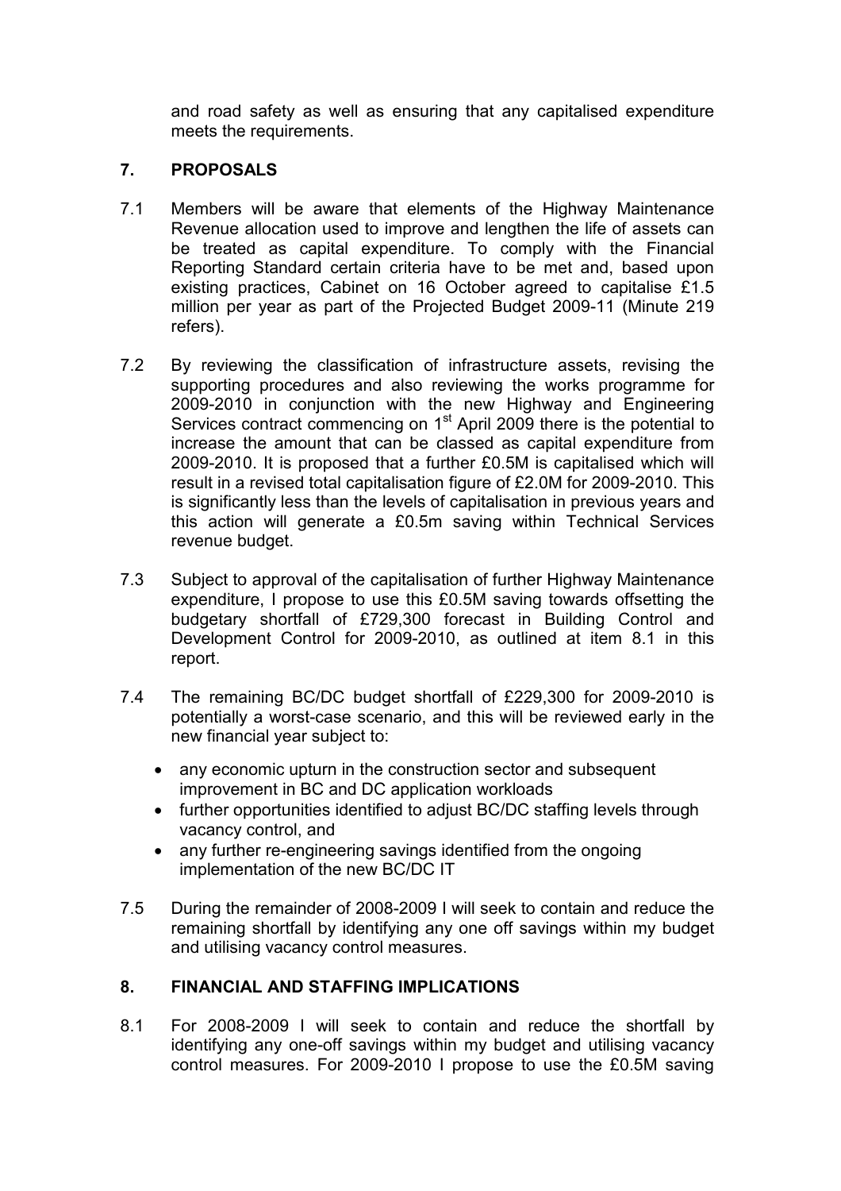and road safety as well as ensuring that any capitalised expenditure meets the requirements.

## 7. PROPOSALS

7.1 Members will be aware that elements of the Highway Maintenance Revenue allocation used to improve and lengthen the life of assets can be treated as capital expenditure. To comply with the Financial Reporting Standard certain criteria have to be met and, based upon existing practices, Cabinet on 16 October agreed to capitalise £1.5 million per year as part of the Projected Budget 2009-11 (Minute 219 refers).

7.2 By reviewing the classification of infrastructure assets, revising the supporting procedures and also reviewing the works programme for 2009-2010 in conjunction with the new Highway and Engineering Services contract commencing on 1st April 2009 there is the potential to increase the amount that can be classed as capital expenditure from 2009-2010. It is proposed that a further £0.5M is capitalised which will result in a revised total capitalisation figure of £2.0M for 2009-2010. This is significantly less than the levels of capitalisation in previous years and this action will generate a £0.5m saving within Technical Services revenue budget.

7.3 Subject to approval of the capitalisation of further Highway Maintenance expenditure, I propose to use this £0.5M saving towards offsetting the budgetary shortfall of £729,300 forecast in Building Control and Development Control for 2009-2010, as outlined at item 8.1 in this report.

7.4 The remaining BC/DC budget shortfall of £229,300 for 2009-2010 is potentially a worst-case scenario, and this will be reviewed early in the new financial year subject to:

- any economic upturn in the construction sector and subsequent improvement in BC and DC application workloads
- further opportunities identified to adjust BC/DC staffing levels through vacancy control, and
- any further re-engineering savings identified from the ongoing implementation of the new BC/DC IT

7.5 During the remainder of 2008-2009 I will seek to contain and reduce the remaining shortfall by identifying any one off savings within my budget and utilising vacancy control measures.

## 8. FINANCIAL AND STAFFING IMPLICATIONS

8.1 For 2008-2009 I will seek to contain and reduce the shortfall by identifying any one-off savings within my budget and utilising vacancy control measures. For 2009-2010 I propose to use the £0.5M saving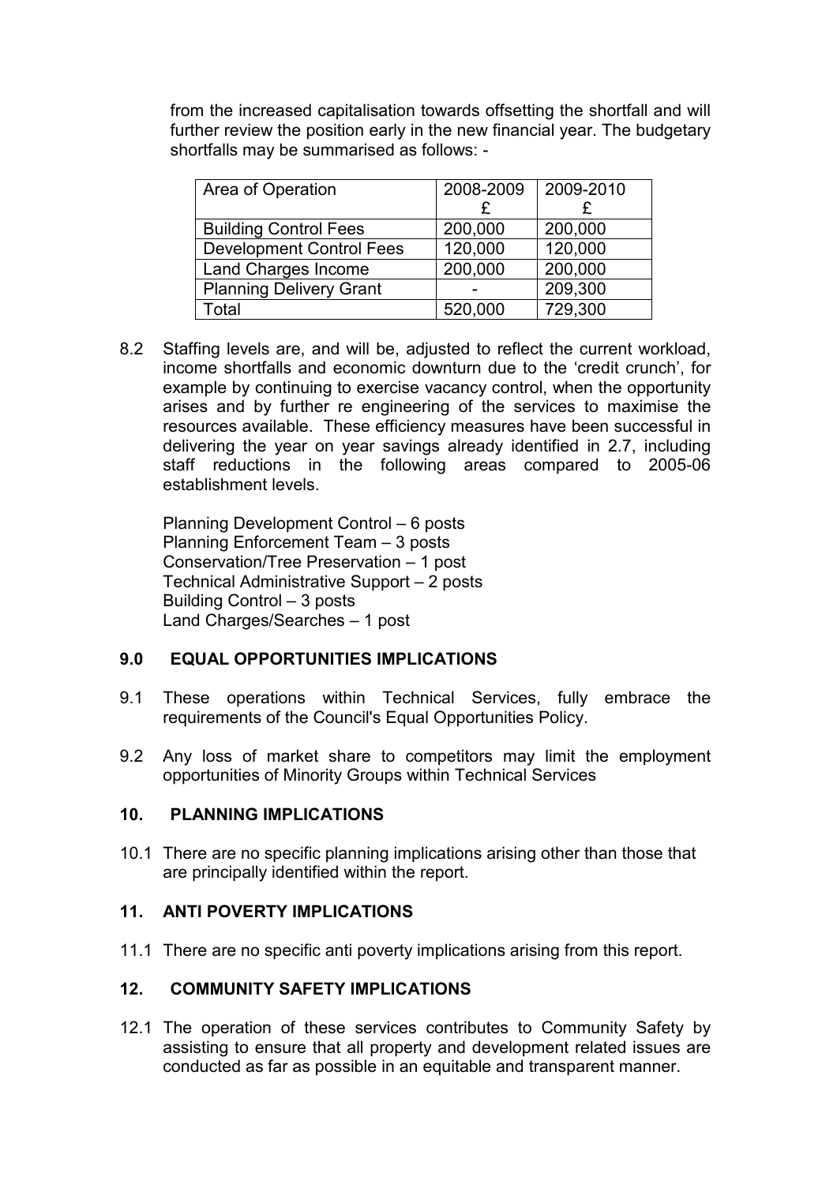from the increased capitalisation towards offsetting the shortfall and will further review the position early in the new financial year. The budgetary shortfalls may be summarised as follows: -

| Area of Operation | 2008-2009 £ | 2009-2010 £ |
|---|---|---|
| Building Control Fees | 200,000 | 200,000 |
| Development Control Fees | 120,000 | 120,000 |
| Land Charges Income | 200,000 | 200,000 |
| Planning Delivery Grant | - | 209,300 |
| Total | 520,000 | 729,300 |

8.2 Staffing levels are, and will be, adjusted to reflect the current workload, income shortfalls and economic downturn due to the 'credit crunch', for example by continuing to exercise vacancy control, when the opportunity arises and by further re engineering of the services to maximise the resources available. These efficiency measures have been successful in delivering the year on year savings already identified in 2.7, including staff reductions in the following areas compared to 2005-06 establishment levels.

Planning Development Control – 6 posts
Planning Enforcement Team – 3 posts
Conservation/Tree Preservation – 1 post
Technical Administrative Support – 2 posts
Building Control – 3 posts
Land Charges/Searches – 1 post

## 9.0 EQUAL OPPORTUNITIES IMPLICATIONS

9.1 These operations within Technical Services, fully embrace the requirements of the Council's Equal Opportunities Policy.

9.2 Any loss of market share to competitors may limit the employment opportunities of Minority Groups within Technical Services

## 10. PLANNING IMPLICATIONS

10.1 There are no specific planning implications arising other than those that are principally identified within the report.

## 11. ANTI POVERTY IMPLICATIONS

11.1 There are no specific anti poverty implications arising from this report.

## 12. COMMUNITY SAFETY IMPLICATIONS

12.1 The operation of these services contributes to Community Safety by assisting to ensure that all property and development related issues are conducted as far as possible in an equitable and transparent manner.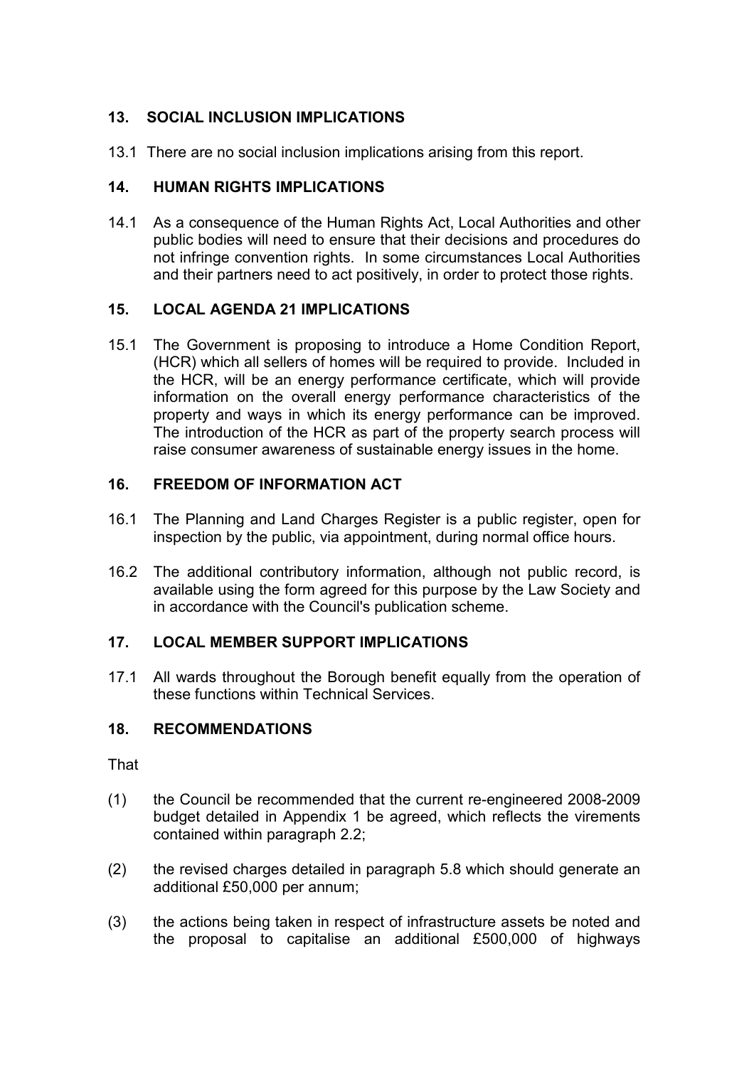## 13. SOCIAL INCLUSION IMPLICATIONS

13.1 There are no social inclusion implications arising from this report.

## 14. HUMAN RIGHTS IMPLICATIONS

14.1 As a consequence of the Human Rights Act, Local Authorities and other public bodies will need to ensure that their decisions and procedures do not infringe convention rights. In some circumstances Local Authorities and their partners need to act positively, in order to protect those rights.

## 15. LOCAL AGENDA 21 IMPLICATIONS

15.1 The Government is proposing to introduce a Home Condition Report, (HCR) which all sellers of homes will be required to provide. Included in the HCR, will be an energy performance certificate, which will provide information on the overall energy performance characteristics of the property and ways in which its energy performance can be improved. The introduction of the HCR as part of the property search process will raise consumer awareness of sustainable energy issues in the home.

## 16. FREEDOM OF INFORMATION ACT

16.1 The Planning and Land Charges Register is a public register, open for inspection by the public, via appointment, during normal office hours.

16.2 The additional contributory information, although not public record, is available using the form agreed for this purpose by the Law Society and in accordance with the Council's publication scheme.

## 17. LOCAL MEMBER SUPPORT IMPLICATIONS

17.1 All wards throughout the Borough benefit equally from the operation of these functions within Technical Services.

## 18. RECOMMENDATIONS

That

(1) the Council be recommended that the current re-engineered 2008-2009 budget detailed in Appendix 1 be agreed, which reflects the virements contained within paragraph 2.2;

(2) the revised charges detailed in paragraph 5.8 which should generate an additional £50,000 per annum;

(3) the actions being taken in respect of infrastructure assets be noted and the proposal to capitalise an additional £500,000 of highways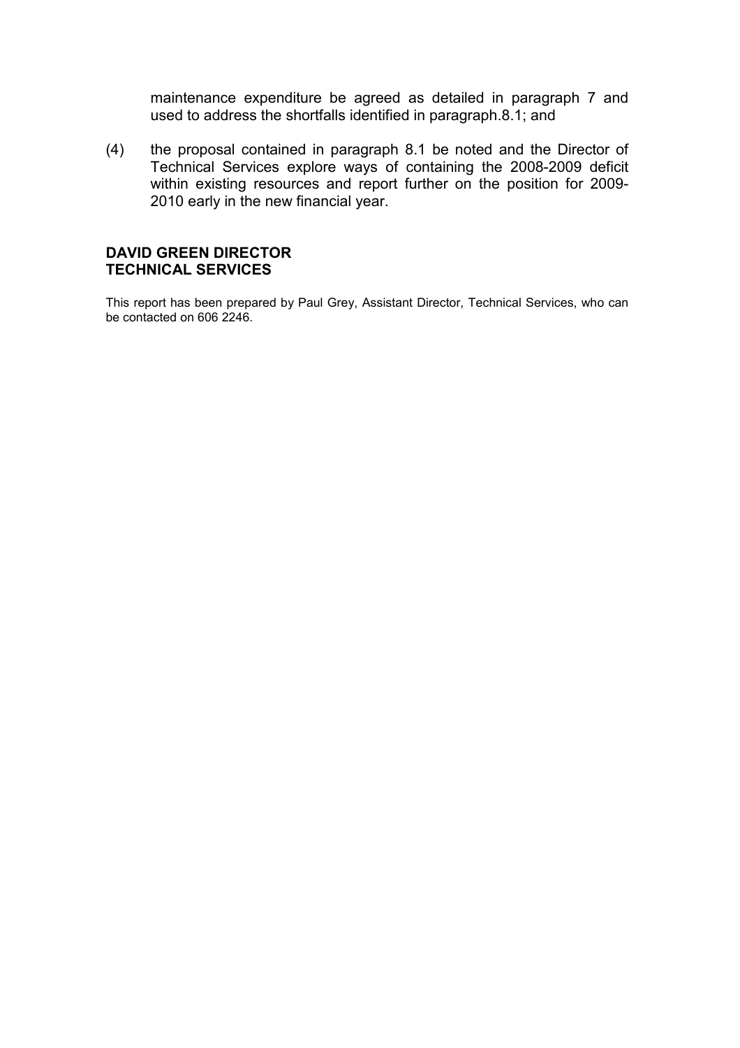maintenance expenditure be agreed as detailed in paragraph 7 and used to address the shortfalls identified in paragraph.8.1; and

(4) the proposal contained in paragraph 8.1 be noted and the Director of Technical Services explore ways of containing the 2008-2009 deficit within existing resources and report further on the position for 2009-2010 early in the new financial year.

**DAVID GREEN DIRECTOR**
**TECHNICAL SERVICES**

This report has been prepared by Paul Grey, Assistant Director, Technical Services, who can be contacted on 606 2246.